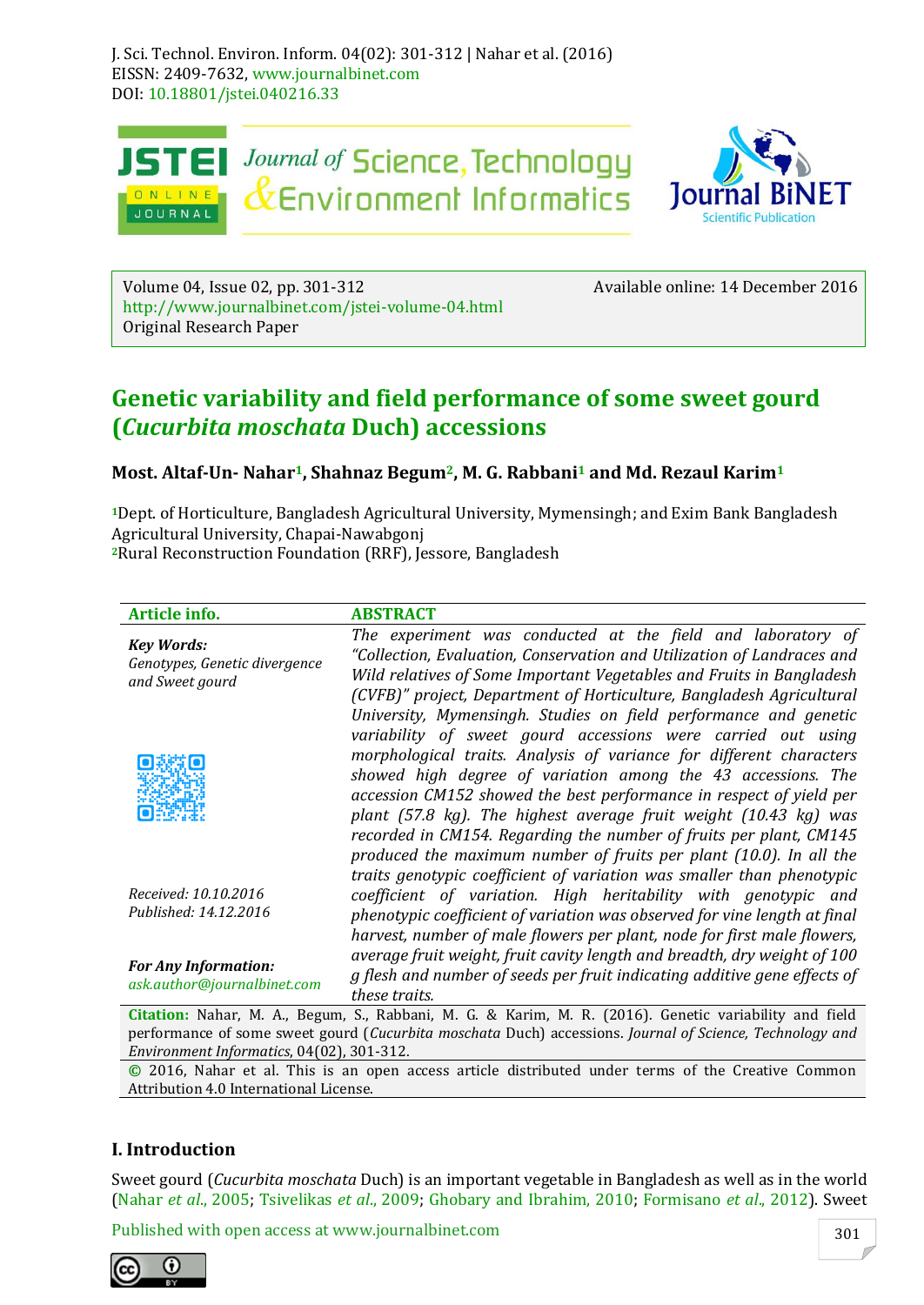Volume 04, Issue 02, pp. 301-312
http://www.journalbinet.com/jstei-volume-04.html
Original Research Paper

Available online: 14 December 2016

# Genetic variability and field performance of some sweet gourd (*Cucurbita moschata* Duch) accessions

**Most. Altaf-Un- Nahar[1], Shahnaz Begum[2], M. G. Rabbani[1] and Md. Rezaul Karim[1]**

[1]Dept. of Horticulture, Bangladesh Agricultural University, Mymensingh; and Exim Bank Bangladesh Agricultural University, Chapai-Nawabgonj
[2]Rural Reconstruction Foundation (RRF), Jessore, Bangladesh

**Article info.**

***Key Words:***
*Genotypes, Genetic divergence and Sweet gourd*

*Received: 10.10.2016*
*Published: 14.12.2016*

***For Any Information:***
*ask.author@journalbinet.com*

**ABSTRACT**

*The experiment was conducted at the field and laboratory of "Collection, Evaluation, Conservation and Utilization of Landraces and Wild relatives of Some Important Vegetables and Fruits in Bangladesh (CVFB)" project, Department of Horticulture, Bangladesh Agricultural University, Mymensingh. Studies on field performance and genetic variability of sweet gourd accessions were carried out using morphological traits. Analysis of variance for different characters showed high degree of variation among the 43 accessions. The accession CM152 showed the best performance in respect of yield per plant (57.8 kg). The highest average fruit weight (10.43 kg) was recorded in CM154. Regarding the number of fruits per plant, CM145 produced the maximum number of fruits per plant (10.0). In all the traits genotypic coefficient of variation was smaller than phenotypic coefficient of variation. High heritability with genotypic and phenotypic coefficient of variation was observed for vine length at final harvest, number of male flowers per plant, node for first male flowers, average fruit weight, fruit cavity length and breadth, dry weight of 100 g flesh and number of seeds per fruit indicating additive gene effects of these traits.*

**Citation:** Nahar, M. A., Begum, S., Rabbani, M. G. & Karim, M. R. (2016). Genetic variability and field performance of some sweet gourd (*Cucurbita moschata* Duch) accessions. *Journal of Science, Technology and Environment Informatics*, 04(02), 301-312.

© 2016, Nahar et al. This is an open access article distributed under terms of the Creative Common Attribution 4.0 International License.

## I. Introduction

Sweet gourd (*Cucurbita moschata* Duch) is an important vegetable in Bangladesh as well as in the world (Nahar *et al.*, 2005; Tsivelikas *et al.*, 2009; Ghobary and Ibrahim, 2010; Formisano *et al.*, 2012). Sweet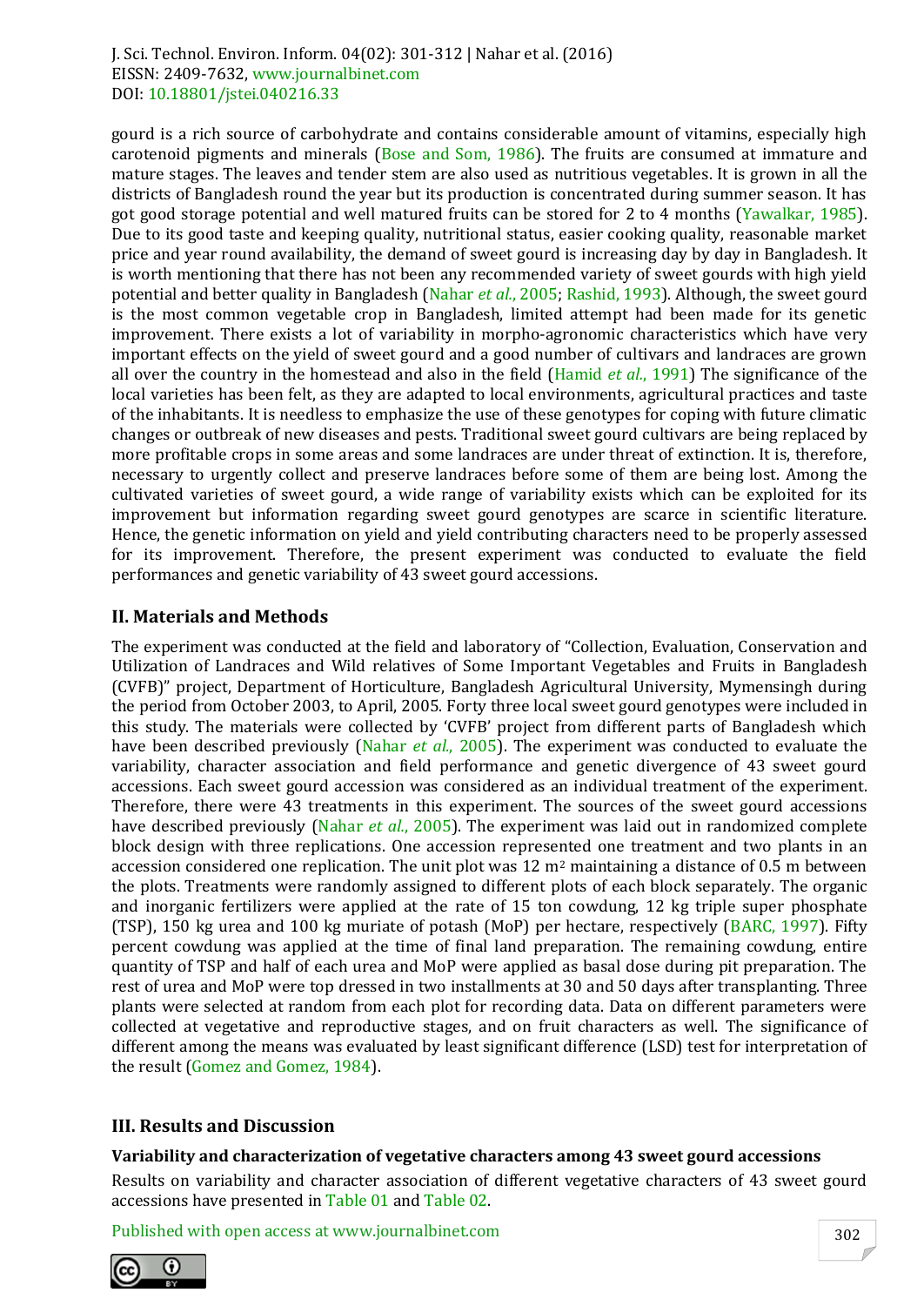gourd is a rich source of carbohydrate and contains considerable amount of vitamins, especially high carotenoid pigments and minerals (Bose and Som, 1986). The fruits are consumed at immature and mature stages. The leaves and tender stem are also used as nutritious vegetables. It is grown in all the districts of Bangladesh round the year but its production is concentrated during summer season. It has got good storage potential and well matured fruits can be stored for 2 to 4 months (Yawalkar, 1985). Due to its good taste and keeping quality, nutritional status, easier cooking quality, reasonable market price and year round availability, the demand of sweet gourd is increasing day by day in Bangladesh. It is worth mentioning that there has not been any recommended variety of sweet gourds with high yield potential and better quality in Bangladesh (Nahar *et al.*, 2005; Rashid, 1993). Although, the sweet gourd is the most common vegetable crop in Bangladesh, limited attempt had been made for its genetic improvement. There exists a lot of variability in morpho-agronomic characteristics which have very important effects on the yield of sweet gourd and a good number of cultivars and landraces are grown all over the country in the homestead and also in the field (Hamid *et al.*, 1991) The significance of the local varieties has been felt, as they are adapted to local environments, agricultural practices and taste of the inhabitants. It is needless to emphasize the use of these genotypes for coping with future climatic changes or outbreak of new diseases and pests. Traditional sweet gourd cultivars are being replaced by more profitable crops in some areas and some landraces are under threat of extinction. It is, therefore, necessary to urgently collect and preserve landraces before some of them are being lost. Among the cultivated varieties of sweet gourd, a wide range of variability exists which can be exploited for its improvement but information regarding sweet gourd genotypes are scarce in scientific literature. Hence, the genetic information on yield and yield contributing characters need to be properly assessed for its improvement. Therefore, the present experiment was conducted to evaluate the field performances and genetic variability of 43 sweet gourd accessions.

## II. Materials and Methods

The experiment was conducted at the field and laboratory of "Collection, Evaluation, Conservation and Utilization of Landraces and Wild relatives of Some Important Vegetables and Fruits in Bangladesh (CVFB)" project, Department of Horticulture, Bangladesh Agricultural University, Mymensingh during the period from October 2003, to April, 2005. Forty three local sweet gourd genotypes were included in this study. The materials were collected by 'CVFB' project from different parts of Bangladesh which have been described previously (Nahar *et al.*, 2005). The experiment was conducted to evaluate the variability, character association and field performance and genetic divergence of 43 sweet gourd accessions. Each sweet gourd accession was considered as an individual treatment of the experiment. Therefore, there were 43 treatments in this experiment. The sources of the sweet gourd accessions have described previously (Nahar *et al.*, 2005). The experiment was laid out in randomized complete block design with three replications. One accession represented one treatment and two plants in an accession considered one replication. The unit plot was 12 $m^2$ maintaining a distance of 0.5 m between the plots. Treatments were randomly assigned to different plots of each block separately. The organic and inorganic fertilizers were applied at the rate of 15 ton cowdung, 12 kg triple super phosphate (TSP), 150 kg urea and 100 kg muriate of potash (MoP) per hectare, respectively (BARC, 1997). Fifty percent cowdung was applied at the time of final land preparation. The remaining cowdung, entire quantity of TSP and half of each urea and MoP were applied as basal dose during pit preparation. The rest of urea and MoP were top dressed in two installments at 30 and 50 days after transplanting. Three plants were selected at random from each plot for recording data. Data on different parameters were collected at vegetative and reproductive stages, and on fruit characters as well. The significance of different among the means was evaluated by least significant difference (LSD) test for interpretation of the result (Gomez and Gomez, 1984).

## III. Results and Discussion

### Variability and characterization of vegetative characters among 43 sweet gourd accessions

Results on variability and character association of different vegetative characters of 43 sweet gourd accessions have presented in Table 01 and Table 02.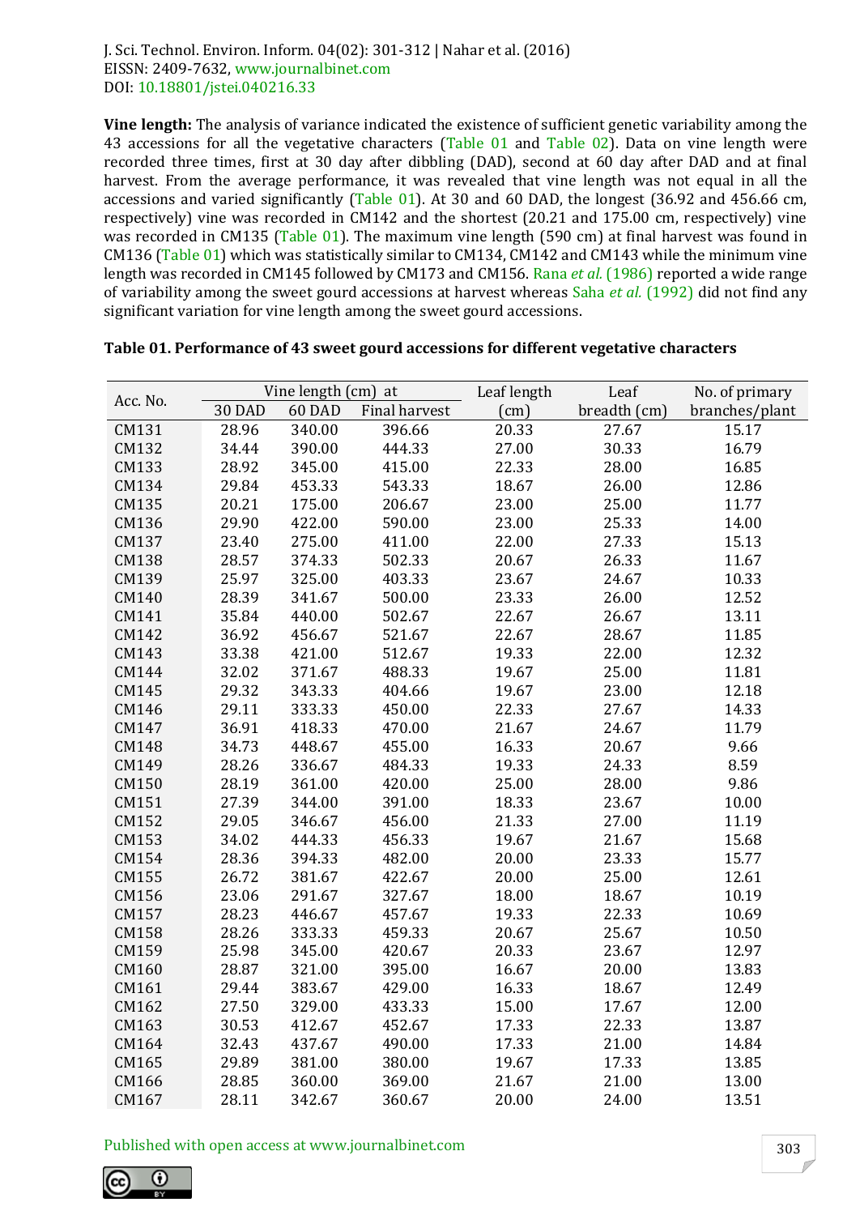**Vine length:** The analysis of variance indicated the existence of sufficient genetic variability among the 43 accessions for all the vegetative characters (Table 01 and Table 02). Data on vine length were recorded three times, first at 30 day after dibbling (DAD), second at 60 day after DAD and at final harvest. From the average performance, it was revealed that vine length was not equal in all the accessions and varied significantly (Table 01). At 30 and 60 DAD, the longest (36.92 and 456.66 cm, respectively) vine was recorded in CM142 and the shortest (20.21 and 175.00 cm, respectively) vine was recorded in CM135 (Table 01). The maximum vine length (590 cm) at final harvest was found in CM136 (Table 01) which was statistically similar to CM134, CM142 and CM143 while the minimum vine length was recorded in CM145 followed by CM173 and CM156. Rana *et al.* (1986) reported a wide range of variability among the sweet gourd accessions at harvest whereas Saha *et al.* (1992) did not find any significant variation for vine length among the sweet gourd accessions.

**Table 01. Performance of 43 sweet gourd accessions for different vegetative characters**

| Acc. No. | Vine length (cm) at | | | Leaf length (cm) | Leaf breadth (cm) | No. of primary branches/plant |
|---|---|---|---|---|---|---|
| | 30 DAD | 60 DAD | Final harvest | | | |
| CM131 | 28.96 | 340.00 | 396.66 | 20.33 | 27.67 | 15.17 |
| CM132 | 34.44 | 390.00 | 444.33 | 27.00 | 30.33 | 16.79 |
| CM133 | 28.92 | 345.00 | 415.00 | 22.33 | 28.00 | 16.85 |
| CM134 | 29.84 | 453.33 | 543.33 | 18.67 | 26.00 | 12.86 |
| CM135 | 20.21 | 175.00 | 206.67 | 23.00 | 25.00 | 11.77 |
| CM136 | 29.90 | 422.00 | 590.00 | 23.00 | 25.33 | 14.00 |
| CM137 | 23.40 | 275.00 | 411.00 | 22.00 | 27.33 | 15.13 |
| CM138 | 28.57 | 374.33 | 502.33 | 20.67 | 26.33 | 11.67 |
| CM139 | 25.97 | 325.00 | 403.33 | 23.67 | 24.67 | 10.33 |
| CM140 | 28.39 | 341.67 | 500.00 | 23.33 | 26.00 | 12.52 |
| CM141 | 35.84 | 440.00 | 502.67 | 22.67 | 26.67 | 13.11 |
| CM142 | 36.92 | 456.67 | 521.67 | 22.67 | 28.67 | 11.85 |
| CM143 | 33.38 | 421.00 | 512.67 | 19.33 | 22.00 | 12.32 |
| CM144 | 32.02 | 371.67 | 488.33 | 19.67 | 25.00 | 11.81 |
| CM145 | 29.32 | 343.33 | 404.66 | 19.67 | 23.00 | 12.18 |
| CM146 | 29.11 | 333.33 | 450.00 | 22.33 | 27.67 | 14.33 |
| CM147 | 36.91 | 418.33 | 470.00 | 21.67 | 24.67 | 11.79 |
| CM148 | 34.73 | 448.67 | 455.00 | 16.33 | 20.67 | 9.66 |
| CM149 | 28.26 | 336.67 | 484.33 | 19.33 | 24.33 | 8.59 |
| CM150 | 28.19 | 361.00 | 420.00 | 25.00 | 28.00 | 9.86 |
| CM151 | 27.39 | 344.00 | 391.00 | 18.33 | 23.67 | 10.00 |
| CM152 | 29.05 | 346.67 | 456.00 | 21.33 | 27.00 | 11.19 |
| CM153 | 34.02 | 444.33 | 456.33 | 19.67 | 21.67 | 15.68 |
| CM154 | 28.36 | 394.33 | 482.00 | 20.00 | 23.33 | 15.77 |
| CM155 | 26.72 | 381.67 | 422.67 | 20.00 | 25.00 | 12.61 |
| CM156 | 23.06 | 291.67 | 327.67 | 18.00 | 18.67 | 10.19 |
| CM157 | 28.23 | 446.67 | 457.67 | 19.33 | 22.33 | 10.69 |
| CM158 | 28.26 | 333.33 | 459.33 | 20.67 | 25.67 | 10.50 |
| CM159 | 25.98 | 345.00 | 420.67 | 20.33 | 23.67 | 12.97 |
| CM160 | 28.87 | 321.00 | 395.00 | 16.67 | 20.00 | 13.83 |
| CM161 | 29.44 | 383.67 | 429.00 | 16.33 | 18.67 | 12.49 |
| CM162 | 27.50 | 329.00 | 433.33 | 15.00 | 17.67 | 12.00 |
| CM163 | 30.53 | 412.67 | 452.67 | 17.33 | 22.33 | 13.87 |
| CM164 | 32.43 | 437.67 | 490.00 | 17.33 | 21.00 | 14.84 |
| CM165 | 29.89 | 381.00 | 380.00 | 19.67 | 17.33 | 13.85 |
| CM166 | 28.85 | 360.00 | 369.00 | 21.67 | 21.00 | 13.00 |
| CM167 | 28.11 | 342.67 | 360.67 | 20.00 | 24.00 | 13.51 |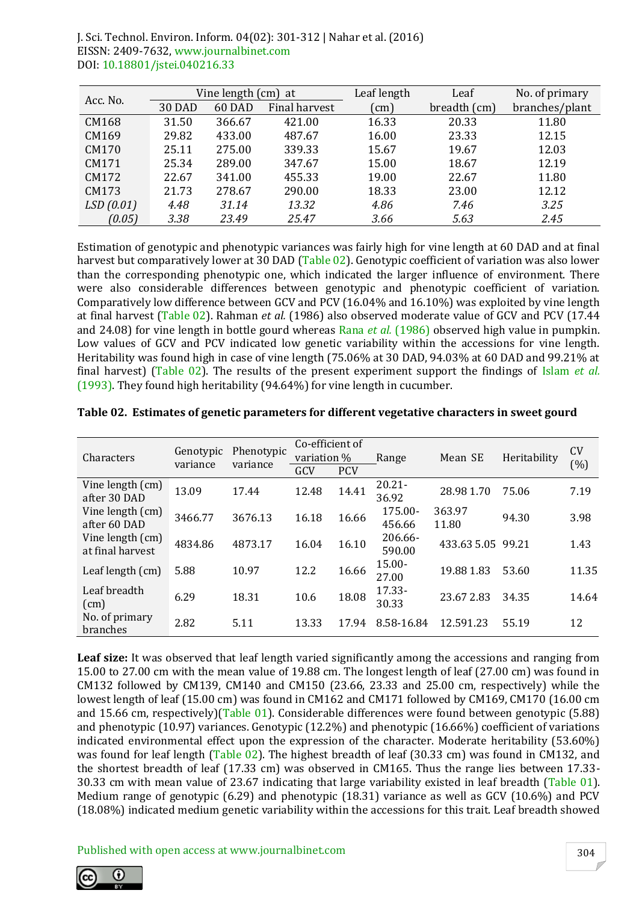| Acc. No. | Vine length (cm) at | | | Leaf length (cm) | Leaf breadth (cm) | No. of primary branches/plant |
|---|---|---|---|---|---|---|
| | 30 DAD | 60 DAD | Final harvest | | | |
| CM168 | 31.50 | 366.67 | 421.00 | 16.33 | 20.33 | 11.80 |
| CM169 | 29.82 | 433.00 | 487.67 | 16.00 | 23.33 | 12.15 |
| CM170 | 25.11 | 275.00 | 339.33 | 15.67 | 19.67 | 12.03 |
| CM171 | 25.34 | 289.00 | 347.67 | 15.00 | 18.67 | 12.19 |
| CM172 | 22.67 | 341.00 | 455.33 | 19.00 | 22.67 | 11.80 |
| CM173 | 21.73 | 278.67 | 290.00 | 18.33 | 23.00 | 12.12 |
| *LSD (0.01)* | *4.48* | *31.14* | *13.32* | *4.86* | *7.46* | *3.25* |
| *(0.05)* | *3.38* | *23.49* | *25.47* | *3.66* | *5.63* | *2.45* |

Estimation of genotypic and phenotypic variances was fairly high for vine length at 60 DAD and at final harvest but comparatively lower at 30 DAD (Table 02). Genotypic coefficient of variation was also lower than the corresponding phenotypic one, which indicated the larger influence of environment. There were also considerable differences between genotypic and phenotypic coefficient of variation. Comparatively low difference between GCV and PCV (16.04% and 16.10%) was exploited by vine length at final harvest (Table 02). Rahman *et al.* (1986) also observed moderate value of GCV and PCV (17.44 and 24.08) for vine length in bottle gourd whereas Rana *et al.* (1986) observed high value in pumpkin. Low values of GCV and PCV indicated low genetic variability within the accessions for vine length. Heritability was found high in case of vine length (75.06% at 30 DAD, 94.03% at 60 DAD and 99.21% at final harvest) (Table 02). The results of the present experiment support the findings of Islam *et al.* (1993). They found high heritability (94.64%) for vine length in cucumber.

**Table 02. Estimates of genetic parameters for different vegetative characters in sweet gourd**

| Characters | Genotypic variance | Phenotypic variance | Co-efficient of variation % | | Range | Mean SE | Heritability | CV (%) |
|---|---|---|---|---|---|---|---|---|
| | | | GCV | PCV | | | | |
| Vine length (cm) after 30 DAD | 13.09 | 17.44 | 12.48 | 14.41 | 20.21-36.92 | 28.98 1.70 | 75.06 | 7.19 |
| Vine length (cm) after 60 DAD | 3466.77 | 3676.13 | 16.18 | 16.66 | 175.00-456.66 | 363.97 11.80 | 94.30 | 3.98 |
| Vine length (cm) at final harvest | 4834.86 | 4873.17 | 16.04 | 16.10 | 206.66-590.00 | 433.63 5.05 | 99.21 | 1.43 |
| Leaf length (cm) | 5.88 | 10.97 | 12.2 | 16.66 | 15.00-27.00 | 19.88 1.83 | 53.60 | 11.35 |
| Leaf breadth (cm) | 6.29 | 18.31 | 10.6 | 18.08 | 17.33-30.33 | 23.67 2.83 | 34.35 | 14.64 |
| No. of primary branches | 2.82 | 5.11 | 13.33 | 17.94 | 8.58-16.84 | 12.591.23 | 55.19 | 12 |

**Leaf size:** It was observed that leaf length varied significantly among the accessions and ranging from 15.00 to 27.00 cm with the mean value of 19.88 cm. The longest length of leaf (27.00 cm) was found in CM132 followed by CM139, CM140 and CM150 (23.66, 23.33 and 25.00 cm, respectively) while the lowest length of leaf (15.00 cm) was found in CM162 and CM171 followed by CM169, CM170 (16.00 cm and 15.66 cm, respectively)(Table 01). Considerable differences were found between genotypic (5.88) and phenotypic (10.97) variances. Genotypic (12.2%) and phenotypic (16.66%) coefficient of variations indicated environmental effect upon the expression of the character. Moderate heritability (53.60%) was found for leaf length (Table 02). The highest breadth of leaf (30.33 cm) was found in CM132, and the shortest breadth of leaf (17.33 cm) was observed in CM165. Thus the range lies between 17.33-30.33 cm with mean value of 23.67 indicating that large variability existed in leaf breadth (Table 01). Medium range of genotypic (6.29) and phenotypic (18.31) variance as well as GCV (10.6%) and PCV (18.08%) indicated medium genetic variability within the accessions for this trait. Leaf breadth showed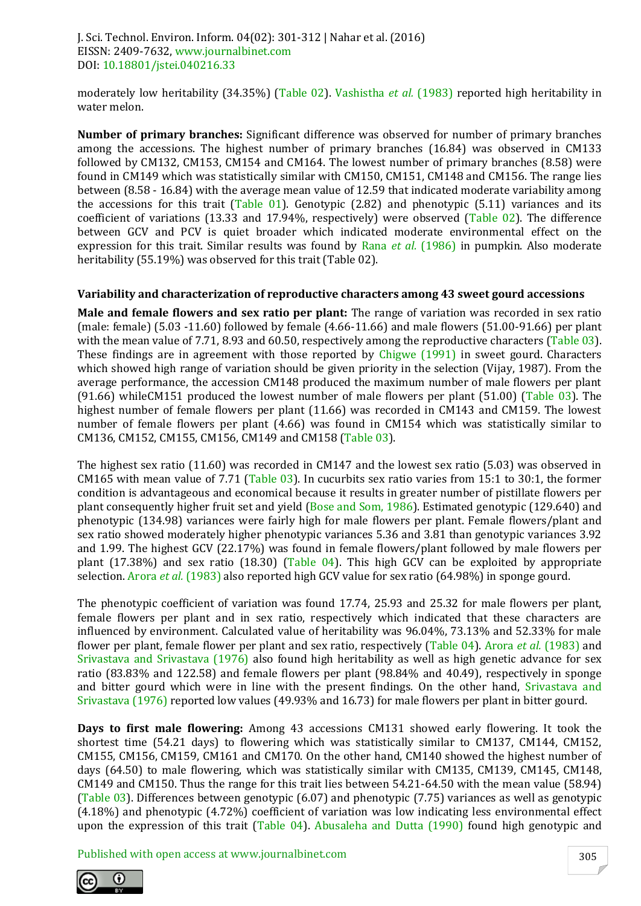moderately low heritability (34.35%) (Table 02). Vashistha *et al.* (1983) reported high heritability in water melon.

**Number of primary branches:** Significant difference was observed for number of primary branches among the accessions. The highest number of primary branches (16.84) was observed in CM133 followed by CM132, CM153, CM154 and CM164. The lowest number of primary branches (8.58) were found in CM149 which was statistically similar with CM150, CM151, CM148 and CM156. The range lies between (8.58 - 16.84) with the average mean value of 12.59 that indicated moderate variability among the accessions for this trait (Table 01). Genotypic (2.82) and phenotypic (5.11) variances and its coefficient of variations (13.33 and 17.94%, respectively) were observed (Table 02). The difference between GCV and PCV is quiet broader which indicated moderate environmental effect on the expression for this trait. Similar results was found by Rana *et al.* (1986) in pumpkin. Also moderate heritability (55.19%) was observed for this trait (Table 02).

### Variability and characterization of reproductive characters among 43 sweet gourd accessions

**Male and female flowers and sex ratio per plant:** The range of variation was recorded in sex ratio (male: female) (5.03 -11.60) followed by female (4.66-11.66) and male flowers (51.00-91.66) per plant with the mean value of 7.71, 8.93 and 60.50, respectively among the reproductive characters (Table 03). These findings are in agreement with those reported by Chigwe (1991) in sweet gourd. Characters which showed high range of variation should be given priority in the selection (Vijay, 1987). From the average performance, the accession CM148 produced the maximum number of male flowers per plant (91.66) whileCM151 produced the lowest number of male flowers per plant (51.00) (Table 03). The highest number of female flowers per plant (11.66) was recorded in CM143 and CM159. The lowest number of female flowers per plant (4.66) was found in CM154 which was statistically similar to CM136, CM152, CM155, CM156, CM149 and CM158 (Table 03).

The highest sex ratio (11.60) was recorded in CM147 and the lowest sex ratio (5.03) was observed in CM165 with mean value of 7.71 (Table 03). In cucurbits sex ratio varies from 15:1 to 30:1, the former condition is advantageous and economical because it results in greater number of pistillate flowers per plant consequently higher fruit set and yield (Bose and Som, 1986). Estimated genotypic (129.640) and phenotypic (134.98) variances were fairly high for male flowers per plant. Female flowers/plant and sex ratio showed moderately higher phenotypic variances 5.36 and 3.81 than genotypic variances 3.92 and 1.99. The highest GCV (22.17%) was found in female flowers/plant followed by male flowers per plant (17.38%) and sex ratio (18.30) (Table 04). This high GCV can be exploited by appropriate selection. Arora *et al.* (1983) also reported high GCV value for sex ratio (64.98%) in sponge gourd.

The phenotypic coefficient of variation was found 17.74, 25.93 and 25.32 for male flowers per plant, female flowers per plant and in sex ratio, respectively which indicated that these characters are influenced by environment. Calculated value of heritability was 96.04%, 73.13% and 52.33% for male flower per plant, female flower per plant and sex ratio, respectively (Table 04). Arora *et al.* (1983) and Srivastava and Srivastava (1976) also found high heritability as well as high genetic advance for sex ratio (83.83% and 122.58) and female flowers per plant (98.84% and 40.49), respectively in sponge and bitter gourd which were in line with the present findings. On the other hand, Srivastava and Srivastava (1976) reported low values (49.93% and 16.73) for male flowers per plant in bitter gourd.

**Days to first male flowering:** Among 43 accessions CM131 showed early flowering. It took the shortest time (54.21 days) to flowering which was statistically similar to CM137, CM144, CM152, CM155, CM156, CM159, CM161 and CM170. On the other hand, CM140 showed the highest number of days (64.50) to male flowering, which was statistically similar with CM135, CM139, CM145, CM148, CM149 and CM150. Thus the range for this trait lies between 54.21-64.50 with the mean value (58.94) (Table 03). Differences between genotypic (6.07) and phenotypic (7.75) variances as well as genotypic (4.18%) and phenotypic (4.72%) coefficient of variation was low indicating less environmental effect upon the expression of this trait (Table 04). Abusaleha and Dutta (1990) found high genotypic and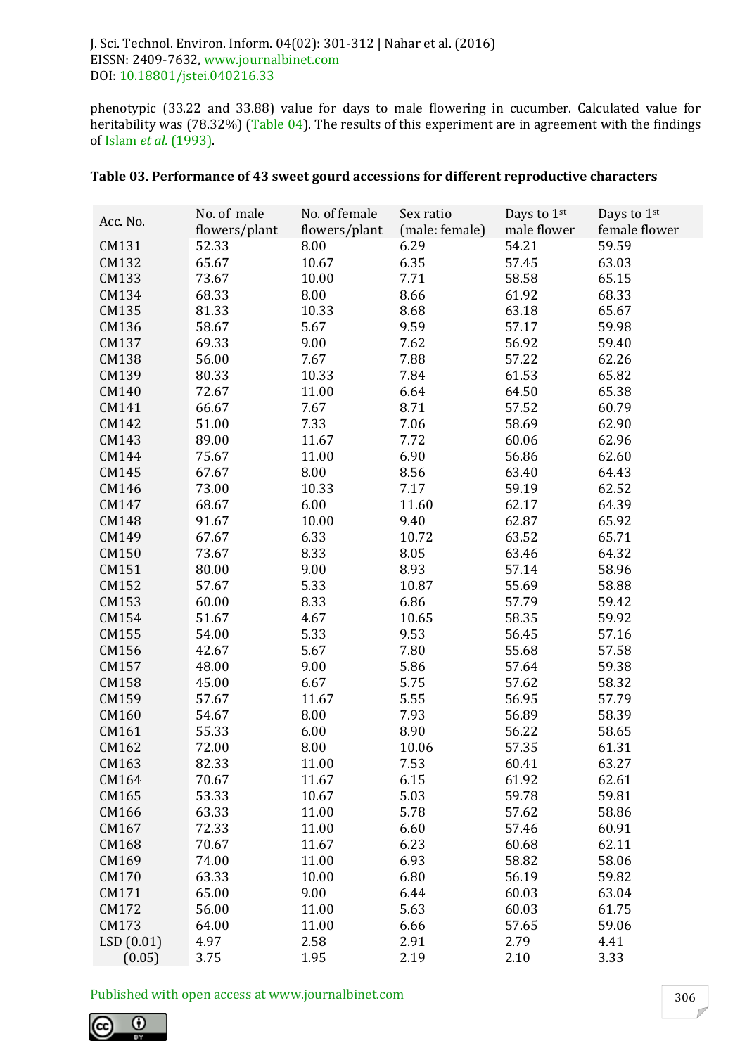phenotypic (33.22 and 33.88) value for days to male flowering in cucumber. Calculated value for heritability was (78.32%) (Table 04). The results of this experiment are in agreement with the findings of Islam *et al.* (1993).

**Table 03. Performance of 43 sweet gourd accessions for different reproductive characters**

| Acc. No. | No. of male flowers/plant | No. of female flowers/plant | Sex ratio (male: female) | Days to 1st male flower | Days to 1st female flower |
|---|---|---|---|---|---|
| CM131 | 52.33 | 8.00 | 6.29 | 54.21 | 59.59 |
| CM132 | 65.67 | 10.67 | 6.35 | 57.45 | 63.03 |
| CM133 | 73.67 | 10.00 | 7.71 | 58.58 | 65.15 |
| CM134 | 68.33 | 8.00 | 8.66 | 61.92 | 68.33 |
| CM135 | 81.33 | 10.33 | 8.68 | 63.18 | 65.67 |
| CM136 | 58.67 | 5.67 | 9.59 | 57.17 | 59.98 |
| CM137 | 69.33 | 9.00 | 7.62 | 56.92 | 59.40 |
| CM138 | 56.00 | 7.67 | 7.88 | 57.22 | 62.26 |
| CM139 | 80.33 | 10.33 | 7.84 | 61.53 | 65.82 |
| CM140 | 72.67 | 11.00 | 6.64 | 64.50 | 65.38 |
| CM141 | 66.67 | 7.67 | 8.71 | 57.52 | 60.79 |
| CM142 | 51.00 | 7.33 | 7.06 | 58.69 | 62.90 |
| CM143 | 89.00 | 11.67 | 7.72 | 60.06 | 62.96 |
| CM144 | 75.67 | 11.00 | 6.90 | 56.86 | 62.60 |
| CM145 | 67.67 | 8.00 | 8.56 | 63.40 | 64.43 |
| CM146 | 73.00 | 10.33 | 7.17 | 59.19 | 62.52 |
| CM147 | 68.67 | 6.00 | 11.60 | 62.17 | 64.39 |
| CM148 | 91.67 | 10.00 | 9.40 | 62.87 | 65.92 |
| CM149 | 67.67 | 6.33 | 10.72 | 63.52 | 65.71 |
| CM150 | 73.67 | 8.33 | 8.05 | 63.46 | 64.32 |
| CM151 | 80.00 | 9.00 | 8.93 | 57.14 | 58.96 |
| CM152 | 57.67 | 5.33 | 10.87 | 55.69 | 58.88 |
| CM153 | 60.00 | 8.33 | 6.86 | 57.79 | 59.42 |
| CM154 | 51.67 | 4.67 | 10.65 | 58.35 | 59.92 |
| CM155 | 54.00 | 5.33 | 9.53 | 56.45 | 57.16 |
| CM156 | 42.67 | 5.67 | 7.80 | 55.68 | 57.58 |
| CM157 | 48.00 | 9.00 | 5.86 | 57.64 | 59.38 |
| CM158 | 45.00 | 6.67 | 5.75 | 57.62 | 58.32 |
| CM159 | 57.67 | 11.67 | 5.55 | 56.95 | 57.79 |
| CM160 | 54.67 | 8.00 | 7.93 | 56.89 | 58.39 |
| CM161 | 55.33 | 6.00 | 8.90 | 56.22 | 58.65 |
| CM162 | 72.00 | 8.00 | 10.06 | 57.35 | 61.31 |
| CM163 | 82.33 | 11.00 | 7.53 | 60.41 | 63.27 |
| CM164 | 70.67 | 11.67 | 6.15 | 61.92 | 62.61 |
| CM165 | 53.33 | 10.67 | 5.03 | 59.78 | 59.81 |
| CM166 | 63.33 | 11.00 | 5.78 | 57.62 | 58.86 |
| CM167 | 72.33 | 11.00 | 6.60 | 57.46 | 60.91 |
| CM168 | 70.67 | 11.67 | 6.23 | 60.68 | 62.11 |
| CM169 | 74.00 | 11.00 | 6.93 | 58.82 | 58.06 |
| CM170 | 63.33 | 10.00 | 6.80 | 56.19 | 59.82 |
| CM171 | 65.00 | 9.00 | 6.44 | 60.03 | 63.04 |
| CM172 | 56.00 | 11.00 | 5.63 | 60.03 | 61.75 |
| CM173 | 64.00 | 11.00 | 6.66 | 57.65 | 59.06 |
| LSD (0.01) | 4.97 | 2.58 | 2.91 | 2.79 | 4.41 |
| (0.05) | 3.75 | 1.95 | 2.19 | 2.10 | 3.33 |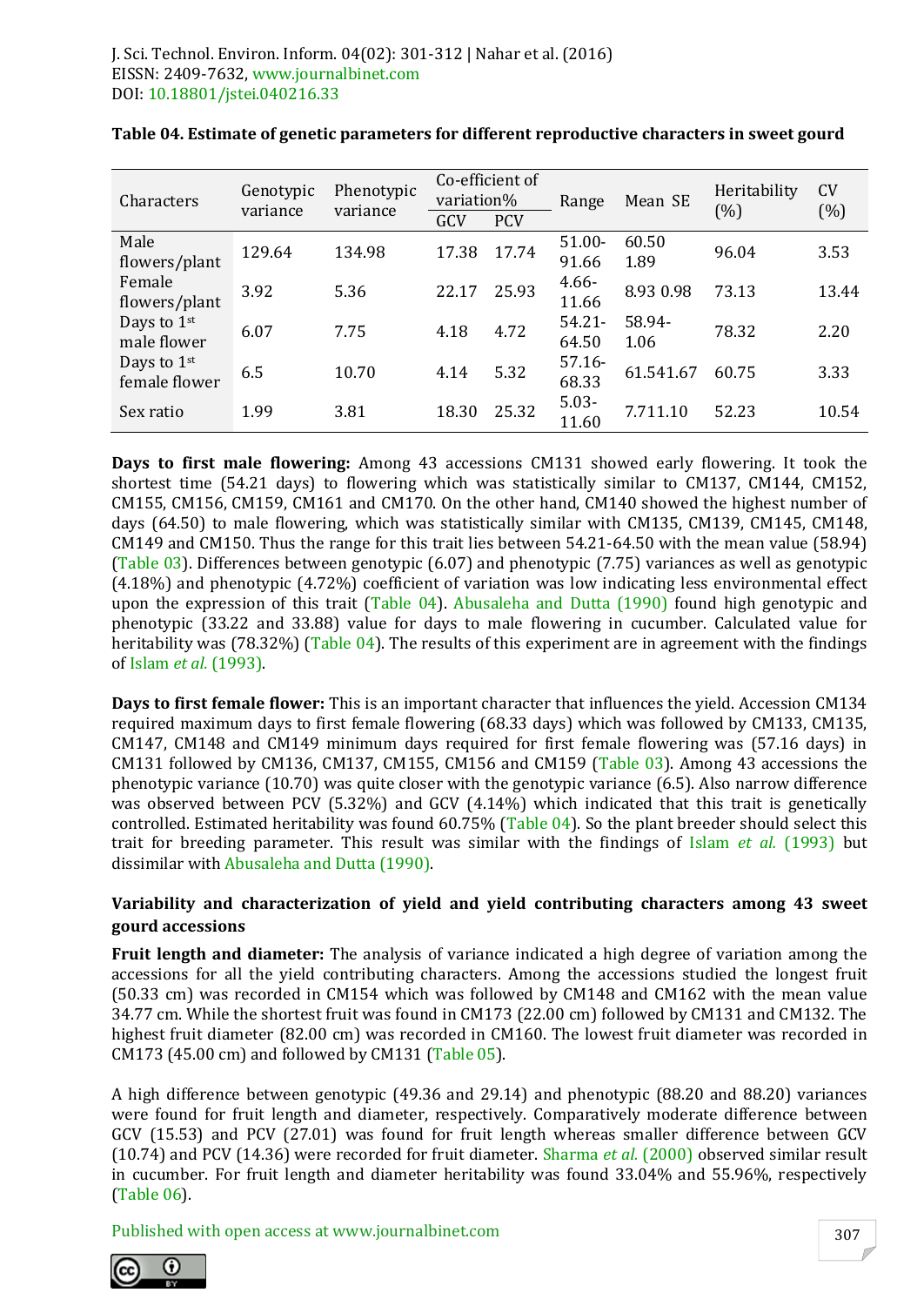**Table 04. Estimate of genetic parameters for different reproductive characters in sweet gourd**

| Characters | Genotypic variance | Phenotypic variance | Co-efficient of variation% | | Range | Mean SE | Heritability (%) | CV (%) |
|---|---|---|---|---|---|---|---|---|
| | | | GCV | PCV | | | | |
| Male flowers/plant | 129.64 | 134.98 | 17.38 | 17.74 | 51.00-91.66 | 60.50 1.89 | 96.04 | 3.53 |
| Female flowers/plant | 3.92 | 5.36 | 22.17 | 25.93 | 4.66-11.66 | 8.93 0.98 | 73.13 | 13.44 |
| Days to 1st male flower | 6.07 | 7.75 | 4.18 | 4.72 | 54.21-64.50 | 58.94-1.06 | 78.32 | 2.20 |
| Days to 1st female flower | 6.5 | 10.70 | 4.14 | 5.32 | 57.16-68.33 | 61.541.67 | 60.75 | 3.33 |
| Sex ratio | 1.99 | 3.81 | 18.30 | 25.32 | 5.03-11.60 | 7.711.10 | 52.23 | 10.54 |

**Days to first male flowering:** Among 43 accessions CM131 showed early flowering. It took the shortest time (54.21 days) to flowering which was statistically similar to CM137, CM144, CM152, CM155, CM156, CM159, CM161 and CM170. On the other hand, CM140 showed the highest number of days (64.50) to male flowering, which was statistically similar with CM135, CM139, CM145, CM148, CM149 and CM150. Thus the range for this trait lies between 54.21-64.50 with the mean value (58.94) (Table 03). Differences between genotypic (6.07) and phenotypic (7.75) variances as well as genotypic (4.18%) and phenotypic (4.72%) coefficient of variation was low indicating less environmental effect upon the expression of this trait (Table 04). Abusaleha and Dutta (1990) found high genotypic and phenotypic (33.22 and 33.88) value for days to male flowering in cucumber. Calculated value for heritability was (78.32%) (Table 04). The results of this experiment are in agreement with the findings of Islam *et al.* (1993).

**Days to first female flower:** This is an important character that influences the yield. Accession CM134 required maximum days to first female flowering (68.33 days) which was followed by CM133, CM135, CM147, CM148 and CM149 minimum days required for first female flowering was (57.16 days) in CM131 followed by CM136, CM137, CM155, CM156 and CM159 (Table 03). Among 43 accessions the phenotypic variance (10.70) was quite closer with the genotypic variance (6.5). Also narrow difference was observed between PCV (5.32%) and GCV (4.14%) which indicated that this trait is genetically controlled. Estimated heritability was found 60.75% (Table 04). So the plant breeder should select this trait for breeding parameter. This result was similar with the findings of Islam *et al.* (1993) but dissimilar with Abusaleha and Dutta (1990).

**Variability and characterization of yield and yield contributing characters among 43 sweet gourd accessions**

**Fruit length and diameter:** The analysis of variance indicated a high degree of variation among the accessions for all the yield contributing characters. Among the accessions studied the longest fruit (50.33 cm) was recorded in CM154 which was followed by CM148 and CM162 with the mean value 34.77 cm. While the shortest fruit was found in CM173 (22.00 cm) followed by CM131 and CM132. The highest fruit diameter (82.00 cm) was recorded in CM160. The lowest fruit diameter was recorded in CM173 (45.00 cm) and followed by CM131 (Table 05).

A high difference between genotypic (49.36 and 29.14) and phenotypic (88.20 and 88.20) variances were found for fruit length and diameter, respectively. Comparatively moderate difference between GCV (15.53) and PCV (27.01) was found for fruit length whereas smaller difference between GCV (10.74) and PCV (14.36) were recorded for fruit diameter. Sharma *et al.* (2000) observed similar result in cucumber. For fruit length and diameter heritability was found 33.04% and 55.96%, respectively (Table 06).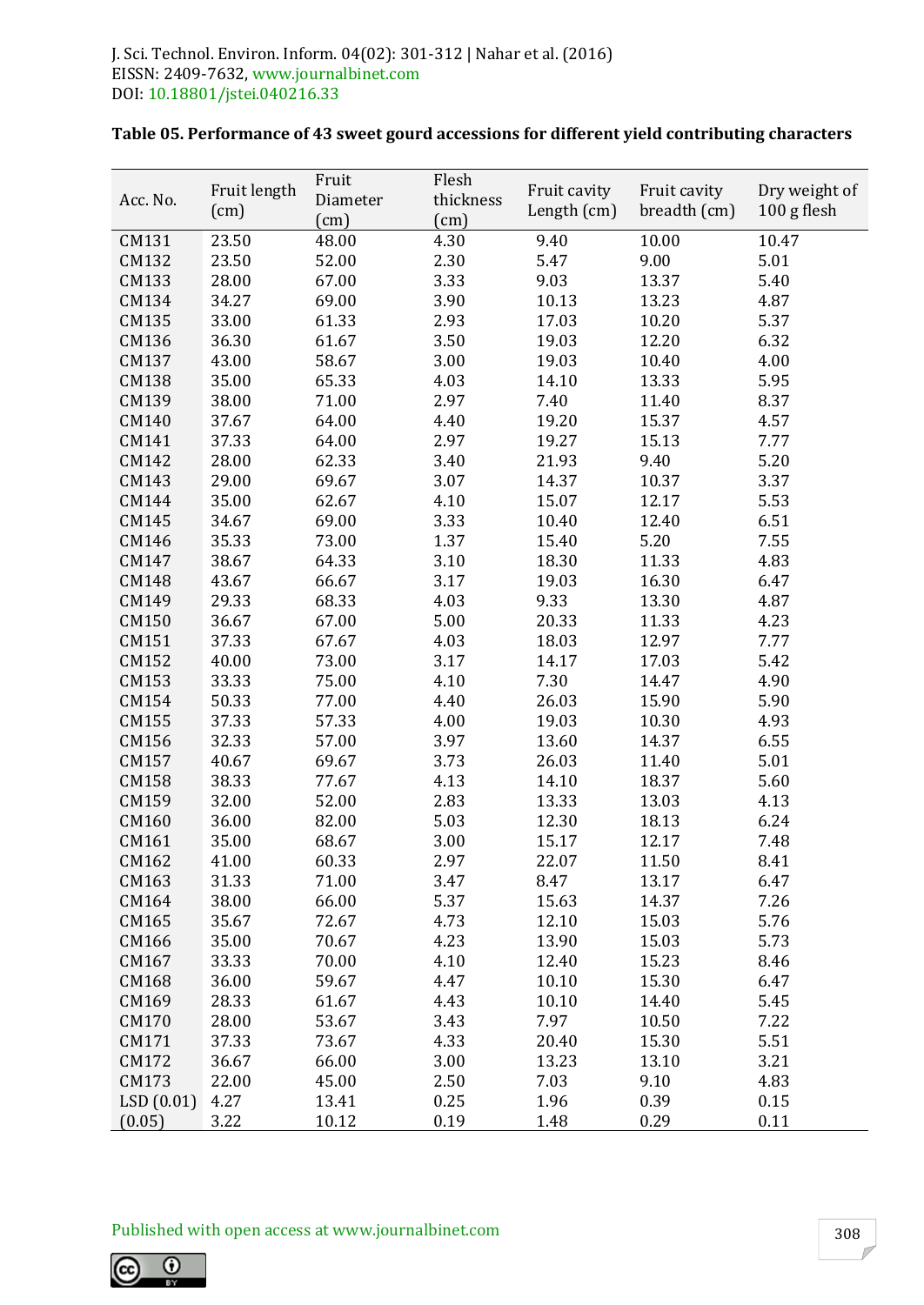**Table 05. Performance of 43 sweet gourd accessions for different yield contributing characters**

| Acc. No. | Fruit length (cm) | Fruit Diameter (cm) | Flesh thickness (cm) | Fruit cavity Length (cm) | Fruit cavity breadth (cm) | Dry weight of 100 g flesh |
|---|---|---|---|---|---|---|
| CM131 | 23.50 | 48.00 | 4.30 | 9.40 | 10.00 | 10.47 |
| CM132 | 23.50 | 52.00 | 2.30 | 5.47 | 9.00 | 5.01 |
| CM133 | 28.00 | 67.00 | 3.33 | 9.03 | 13.37 | 5.40 |
| CM134 | 34.27 | 69.00 | 3.90 | 10.13 | 13.23 | 4.87 |
| CM135 | 33.00 | 61.33 | 2.93 | 17.03 | 10.20 | 5.37 |
| CM136 | 36.30 | 61.67 | 3.50 | 19.03 | 12.20 | 6.32 |
| CM137 | 43.00 | 58.67 | 3.00 | 19.03 | 10.40 | 4.00 |
| CM138 | 35.00 | 65.33 | 4.03 | 14.10 | 13.33 | 5.95 |
| CM139 | 38.00 | 71.00 | 2.97 | 7.40 | 11.40 | 8.37 |
| CM140 | 37.67 | 64.00 | 4.40 | 19.20 | 15.37 | 4.57 |
| CM141 | 37.33 | 64.00 | 2.97 | 19.27 | 15.13 | 7.77 |
| CM142 | 28.00 | 62.33 | 3.40 | 21.93 | 9.40 | 5.20 |
| CM143 | 29.00 | 69.67 | 3.07 | 14.37 | 10.37 | 3.37 |
| CM144 | 35.00 | 62.67 | 4.10 | 15.07 | 12.17 | 5.53 |
| CM145 | 34.67 | 69.00 | 3.33 | 10.40 | 12.40 | 6.51 |
| CM146 | 35.33 | 73.00 | 1.37 | 15.40 | 5.20 | 7.55 |
| CM147 | 38.67 | 64.33 | 3.10 | 18.30 | 11.33 | 4.83 |
| CM148 | 43.67 | 66.67 | 3.17 | 19.03 | 16.30 | 6.47 |
| CM149 | 29.33 | 68.33 | 4.03 | 9.33 | 13.30 | 4.87 |
| CM150 | 36.67 | 67.00 | 5.00 | 20.33 | 11.33 | 4.23 |
| CM151 | 37.33 | 67.67 | 4.03 | 18.03 | 12.97 | 7.77 |
| CM152 | 40.00 | 73.00 | 3.17 | 14.17 | 17.03 | 5.42 |
| CM153 | 33.33 | 75.00 | 4.10 | 7.30 | 14.47 | 4.90 |
| CM154 | 50.33 | 77.00 | 4.40 | 26.03 | 15.90 | 5.90 |
| CM155 | 37.33 | 57.33 | 4.00 | 19.03 | 10.30 | 4.93 |
| CM156 | 32.33 | 57.00 | 3.97 | 13.60 | 14.37 | 6.55 |
| CM157 | 40.67 | 69.67 | 3.73 | 26.03 | 11.40 | 5.01 |
| CM158 | 38.33 | 77.67 | 4.13 | 14.10 | 18.37 | 5.60 |
| CM159 | 32.00 | 52.00 | 2.83 | 13.33 | 13.03 | 4.13 |
| CM160 | 36.00 | 82.00 | 5.03 | 12.30 | 18.13 | 6.24 |
| CM161 | 35.00 | 68.67 | 3.00 | 15.17 | 12.17 | 7.48 |
| CM162 | 41.00 | 60.33 | 2.97 | 22.07 | 11.50 | 8.41 |
| CM163 | 31.33 | 71.00 | 3.47 | 8.47 | 13.17 | 6.47 |
| CM164 | 38.00 | 66.00 | 5.37 | 15.63 | 14.37 | 7.26 |
| CM165 | 35.67 | 72.67 | 4.73 | 12.10 | 15.03 | 5.76 |
| CM166 | 35.00 | 70.67 | 4.23 | 13.90 | 15.03 | 5.73 |
| CM167 | 33.33 | 70.00 | 4.10 | 12.40 | 15.23 | 8.46 |
| CM168 | 36.00 | 59.67 | 4.47 | 10.10 | 15.30 | 6.47 |
| CM169 | 28.33 | 61.67 | 4.43 | 10.10 | 14.40 | 5.45 |
| CM170 | 28.00 | 53.67 | 3.43 | 7.97 | 10.50 | 7.22 |
| CM171 | 37.33 | 73.67 | 4.33 | 20.40 | 15.30 | 5.51 |
| CM172 | 36.67 | 66.00 | 3.00 | 13.23 | 13.10 | 3.21 |
| CM173 | 22.00 | 45.00 | 2.50 | 7.03 | 9.10 | 4.83 |
| LSD (0.01) | 4.27 | 13.41 | 0.25 | 1.96 | 0.39 | 0.15 |
| (0.05) | 3.22 | 10.12 | 0.19 | 1.48 | 0.29 | 0.11 |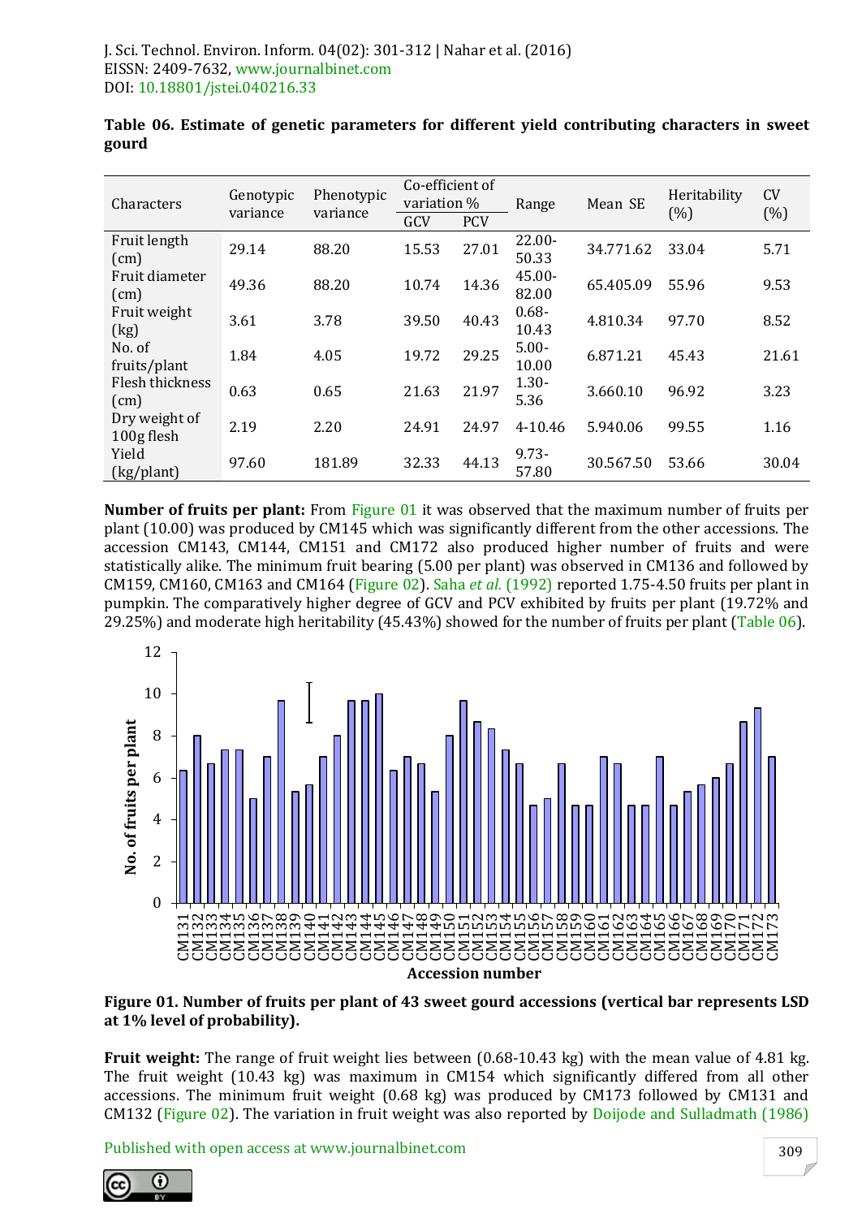**Table 06. Estimate of genetic parameters for different yield contributing characters in sweet gourd**

| Characters | Genotypic variance | Phenotypic variance | Co-efficient of variation % | | Range | Mean SE | Heritability (%) | CV (%) |
|---|---|---|---|---|---|---|---|---|
| | | | GCV | PCV | | | | |
| Fruit length (cm) | 29.14 | 88.20 | 15.53 | 27.01 | 22.00-50.33 | 34.771.62 | 33.04 | 5.71 |
| Fruit diameter (cm) | 49.36 | 88.20 | 10.74 | 14.36 | 45.00-82.00 | 65.405.09 | 55.96 | 9.53 |
| Fruit weight (kg) | 3.61 | 3.78 | 39.50 | 40.43 | 0.68-10.43 | 4.810.34 | 97.70 | 8.52 |
| No. of fruits/plant | 1.84 | 4.05 | 19.72 | 29.25 | 5.00-10.00 | 6.871.21 | 45.43 | 21.61 |
| Flesh thickness (cm) | 0.63 | 0.65 | 21.63 | 21.97 | 1.30-5.36 | 3.660.10 | 96.92 | 3.23 |
| Dry weight of 100g flesh | 2.19 | 2.20 | 24.91 | 24.97 | 4-10.46 | 5.940.06 | 99.55 | 1.16 |
| Yield (kg/plant) | 97.60 | 181.89 | 32.33 | 44.13 | 9.73-57.80 | 30.567.50 | 53.66 | 30.04 |

**Number of fruits per plant:** From Figure 01 it was observed that the maximum number of fruits per plant (10.00) was produced by CM145 which was significantly different from the other accessions. The accession CM143, CM144, CM151 and CM172 also produced higher number of fruits and were statistically alike. The minimum fruit bearing (5.00 per plant) was observed in CM136 and followed by CM159, CM160, CM163 and CM164 (Figure 02). Saha *et al.* (1992) reported 1.75-4.50 fruits per plant in pumpkin. The comparatively higher degree of GCV and PCV exhibited by fruits per plant (19.72% and 29.25%) and moderate high heritability (45.43%) showed for the number of fruits per plant (Table 06).

**Figure 01. Number of fruits per plant of 43 sweet gourd accessions (vertical bar represents LSD at 1% level of probability).**

**Fruit weight:** The range of fruit weight lies between (0.68-10.43 kg) with the mean value of 4.81 kg. The fruit weight (10.43 kg) was maximum in CM154 which significantly differed from all other accessions. The minimum fruit weight (0.68 kg) was produced by CM173 followed by CM131 and CM132 (Figure 02). The variation in fruit weight was also reported by Doijode and Sulladmath (1986)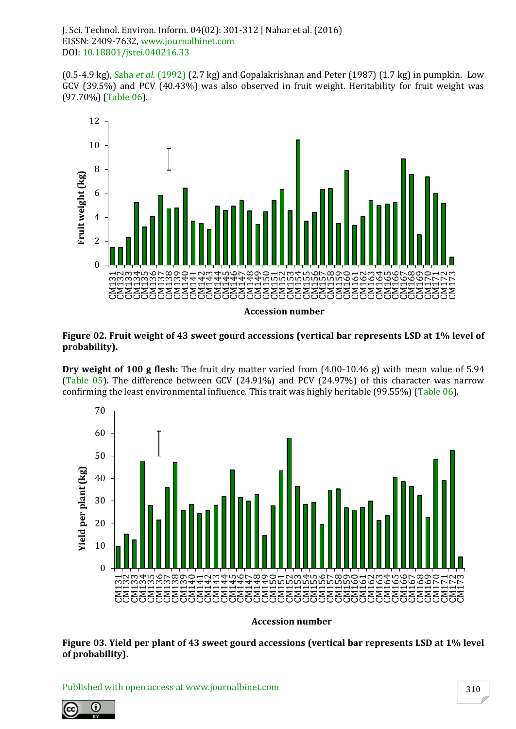(0.5-4.9 kg), Saha *et al.* (1992) (2.7 kg) and Gopalakrishnan and Peter (1987) (1.7 kg) in pumpkin. Low GCV (39.5%) and PCV (40.43%) was also observed in fruit weight. Heritability for fruit weight was (97.70%) (Table 06).

**Figure 02. Fruit weight of 43 sweet gourd accessions (vertical bar represents LSD at 1% level of probability).**

**Dry weight of 100 g flesh:** The fruit dry matter varied from (4.00-10.46 g) with mean value of 5.94 (Table 05). The difference between GCV (24.91%) and PCV (24.97%) of this character was narrow confirming the least environmental influence. This trait was highly heritable (99.55%) (Table 06).

**Figure 03. Yield per plant of 43 sweet gourd accessions (vertical bar represents LSD at 1% level of probability).**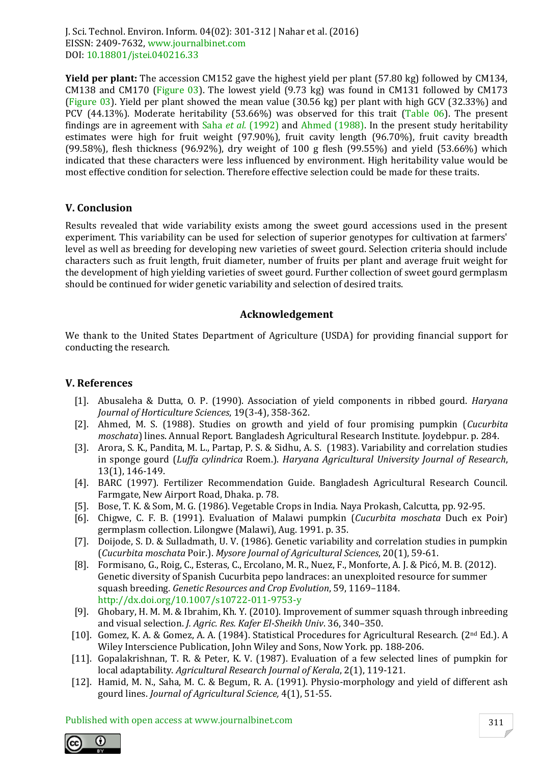**Yield per plant:** The accession CM152 gave the highest yield per plant (57.80 kg) followed by CM134, CM138 and CM170 (Figure 03). The lowest yield (9.73 kg) was found in CM131 followed by CM173 (Figure 03). Yield per plant showed the mean value (30.56 kg) per plant with high GCV (32.33%) and PCV (44.13%). Moderate heritability (53.66%) was observed for this trait (Table 06). The present findings are in agreement with Saha *et al.* (1992) and Ahmed (1988). In the present study heritability estimates were high for fruit weight (97.90%), fruit cavity length (96.70%), fruit cavity breadth (99.58%), flesh thickness (96.92%), dry weight of 100 g flesh (99.55%) and yield (53.66%) which indicated that these characters were less influenced by environment. High heritability value would be most effective condition for selection. Therefore effective selection could be made for these traits.

## V. Conclusion

Results revealed that wide variability exists among the sweet gourd accessions used in the present experiment. This variability can be used for selection of superior genotypes for cultivation at farmers' level as well as breeding for developing new varieties of sweet gourd. Selection criteria should include characters such as fruit length, fruit diameter, number of fruits per plant and average fruit weight for the development of high yielding varieties of sweet gourd. Further collection of sweet gourd germplasm should be continued for wider genetic variability and selection of desired traits.

## Acknowledgement

We thank to the United States Department of Agriculture (USDA) for providing financial support for conducting the research.

## V. References

[1]. Abusaleha & Dutta, O. P. (1990). Association of yield components in ribbed gourd. *Haryana Journal of Horticulture Sciences*, 19(3-4), 358-362.

[2]. Ahmed, M. S. (1988). Studies on growth and yield of four promising pumpkin (*Cucurbita moschata*) lines. Annual Report. Bangladesh Agricultural Research Institute. Joydebpur. p. 284.

[3]. Arora, S. K., Pandita, M. L., Partap, P. S. & Sidhu, A. S. (1983). Variability and correlation studies in sponge gourd (*Luffa cylindrica* Roem.). *Haryana Agricultural University Journal of Research*, 13(1), 146-149.

[4]. BARC (1997). Fertilizer Recommendation Guide. Bangladesh Agricultural Research Council. Farmgate, New Airport Road, Dhaka. p. 78.

[5]. Bose, T. K. & Som, M. G. (1986). Vegetable Crops in India. Naya Prokash, Calcutta, pp. 92-95.

[6]. Chigwe, C. F. B. (1991). Evaluation of Malawi pumpkin (*Cucurbita moschata* Duch ex Poir) germplasm collection. Lilongwe (Malawi), Aug. 1991. p. 35.

[7]. Doijode, S. D. & Sulladmath, U. V. (1986). Genetic variability and correlation studies in pumpkin (*Cucurbita moschata* Poir.). *Mysore Journal of Agricultural Sciences*, 20(1), 59-61.

[8]. Formisano, G., Roig, C., Esteras, C., Ercolano, M. R., Nuez, F., Monforte, A. J. & Picó, M. B. (2012). Genetic diversity of Spanish Cucurbita pepo landraces: an unexploited resource for summer squash breeding. *Genetic Resources and Crop Evolution*, 59, 1169–1184. http://dx.doi.org/10.1007/s10722-011-9753-y

[9]. Ghobary, H. M. M. & Ibrahim, Kh. Y. (2010). Improvement of summer squash through inbreeding and visual selection. *J. Agric. Res. Kafer El-Sheikh Univ*. 36, 340–350.

[10]. Gomez, K. A. & Gomez, A. A. (1984). Statistical Procedures for Agricultural Research. (2nd Ed.). A Wiley Interscience Publication, John Wiley and Sons, Now York. pp. 188-206.

[11]. Gopalakrishnan, T. R. & Peter, K. V. (1987). Evaluation of a few selected lines of pumpkin for local adaptability. *Agricultural Research Journal of Kerala*, 2(1), 119-121.

[12]. Hamid, M. N., Saha, M. C. & Begum, R. A. (1991). Physio-morphology and yield of different ash gourd lines. *Journal of Agricultural Science,* 4(1), 51-55.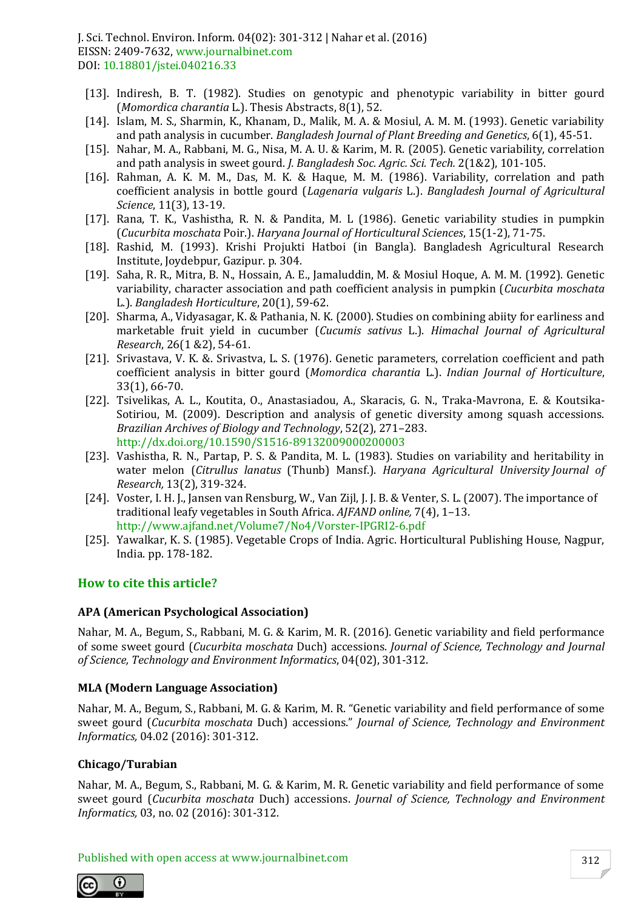[13]. Indiresh, B. T. (1982). Studies on genotypic and phenotypic variability in bitter gourd (*Momordica charantia* L.). Thesis Abstracts, 8(1), 52.

[14]. Islam, M. S., Sharmin, K., Khanam, D., Malik, M. A. & Mosiul, A. M. M. (1993). Genetic variability and path analysis in cucumber. *Bangladesh Journal of Plant Breeding and Genetics*, 6(1), 45-51.

[15]. Nahar, M. A., Rabbani, M. G., Nisa, M. A. U. & Karim, M. R. (2005). Genetic variability, correlation and path analysis in sweet gourd. *J. Bangladesh Soc. Agric. Sci. Tech.* 2(1&2), 101-105.

[16]. Rahman, A. K. M. M., Das, M. K. & Haque, M. M. (1986). Variability, correlation and path coefficient analysis in bottle gourd (*Lagenaria vulgaris* L.). *Bangladesh Journal of Agricultural Science*, 11(3), 13-19.

[17]. Rana, T. K., Vashistha, R. N. & Pandita, M. L (1986). Genetic variability studies in pumpkin (*Cucurbita moschata* Poir.). *Haryana Journal of Horticultural Sciences*, 15(1-2), 71-75.

[18]. Rashid, M. (1993). Krishi Projukti Hatboi (in Bangla). Bangladesh Agricultural Research Institute, Joydebpur, Gazipur. p. 304.

[19]. Saha, R. R., Mitra, B. N., Hossain, A. E., Jamaluddin, M. & Mosiul Hoque, A. M. M. (1992). Genetic variability, character association and path coefficient analysis in pumpkin (*Cucurbita moschata* L.). *Bangladesh Horticulture*, 20(1), 59-62.

[20]. Sharma, A., Vidyasagar, K. & Pathania, N. K. (2000). Studies on combining abiity for earliness and marketable fruit yield in cucumber (*Cucumis sativus* L.). *Himachal Journal of Agricultural Research*, 26(1 &2), 54-61.

[21]. Srivastava, V. K. &. Srivastva, L. S. (1976). Genetic parameters, correlation coefficient and path coefficient analysis in bitter gourd (*Momordica charantia* L.). *Indian Journal of Horticulture*, 33(1), 66-70.

[22]. Tsivelikas, A. L., Koutita, O., Anastasiadou, A., Skaracis, G. N., Traka-Mavrona, E. & Koutsika-Sotiriou, M. (2009). Description and analysis of genetic diversity among squash accessions. *Brazilian Archives of Biology and Technology*, 52(2), 271–283. http://dx.doi.org/10.1590/S1516-89132009000200003

[23]. Vashistha, R. N., Partap, P. S. & Pandita, M. L. (1983). Studies on variability and heritability in water melon (*Citrullus lanatus* (Thunb) Mansf.). *Haryana Agricultural University Journal of Research,* 13(2), 319-324.

[24]. Voster, I. H. J., Jansen van Rensburg, W., Van Zijl, J. J. B. & Venter, S. L. (2007). The importance of traditional leafy vegetables in South Africa. *AJFAND online,* 7(4), 1–13. http://www.ajfand.net/Volume7/No4/Vorster-IPGRI2-6.pdf

[25]. Yawalkar, K. S. (1985). Vegetable Crops of India. Agric. Horticultural Publishing House, Nagpur, India. pp. 178-182.

## How to cite this article?

**APA (American Psychological Association)**

Nahar, M. A., Begum, S., Rabbani, M. G. & Karim, M. R. (2016). Genetic variability and field performance of some sweet gourd (*Cucurbita moschata* Duch) accessions. *Journal of Science, Technology and Journal of Science, Technology and Environment Informatics*, 04(02), 301-312.

**MLA (Modern Language Association)**

Nahar, M. A., Begum, S., Rabbani, M. G. & Karim, M. R. "Genetic variability and field performance of some sweet gourd (*Cucurbita moschata* Duch) accessions." *Journal of Science, Technology and Environment Informatics,* 04.02 (2016): 301-312.

**Chicago/Turabian**

Nahar, M. A., Begum, S., Rabbani, M. G. & Karim, M. R. Genetic variability and field performance of some sweet gourd (*Cucurbita moschata* Duch) accessions. *Journal of Science, Technology and Environment Informatics,* 03, no. 02 (2016): 301-312.